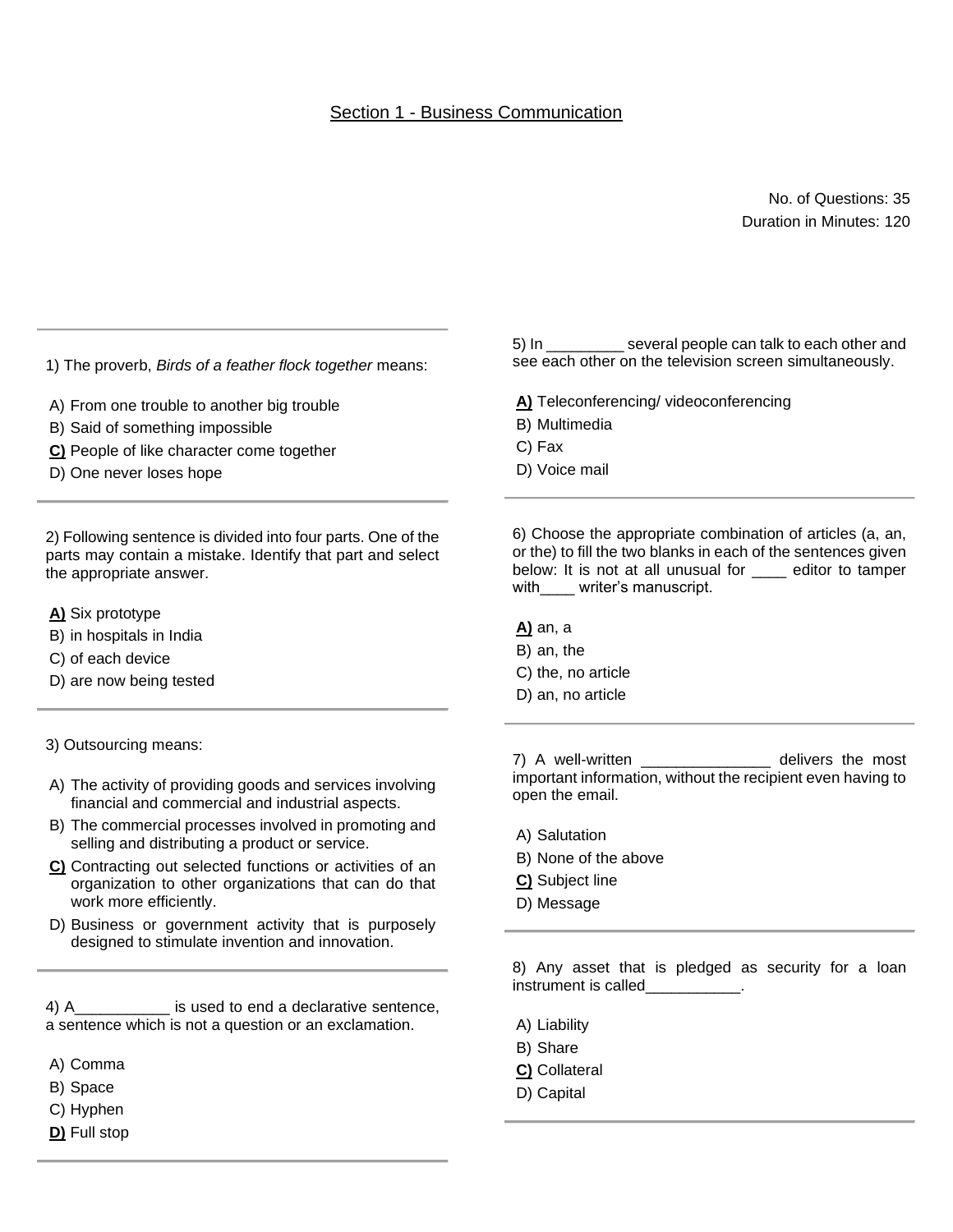# Section 1 - Business Communication

No. of Questions: 35
Duration in Minutes: 120

1) The proverb, *Birds of a feather flock together* means:

A) From one trouble to another big trouble
B) Said of something impossible
**C)** People of like character come together
D) One never loses hope

2) Following sentence is divided into four parts. One of the parts may contain a mistake. Identify that part and select the appropriate answer.

**A)** Six prototype
B) in hospitals in India
C) of each device
D) are now being tested

3) Outsourcing means:

A) The activity of providing goods and services involving financial and commercial and industrial aspects.
B) The commercial processes involved in promoting and selling and distributing a product or service.
**C)** Contracting out selected functions or activities of an organization to other organizations that can do that work more efficiently.
D) Business or government activity that is purposely designed to stimulate invention and innovation.

4) A___________ is used to end a declarative sentence, a sentence which is not a question or an exclamation.

A) Comma
B) Space
C) Hyphen
**D)** Full stop

5) In _________ several people can talk to each other and see each other on the television screen simultaneously.

**A)** Teleconferencing/ videoconferencing
B) Multimedia
C) Fax
D) Voice mail

6) Choose the appropriate combination of articles (a, an, or the) to fill the two blanks in each of the sentences given below: It is not at all unusual for ____ editor to tamper with____ writer's manuscript.

**A)** an, a
B) an, the
C) the, no article
D) an, no article

7) A well-written _______________ delivers the most important information, without the recipient even having to open the email.

A) Salutation
B) None of the above
**C)** Subject line
D) Message

8) Any asset that is pledged as security for a loan instrument is called___________.

A) Liability
B) Share
**C)** Collateral
D) Capital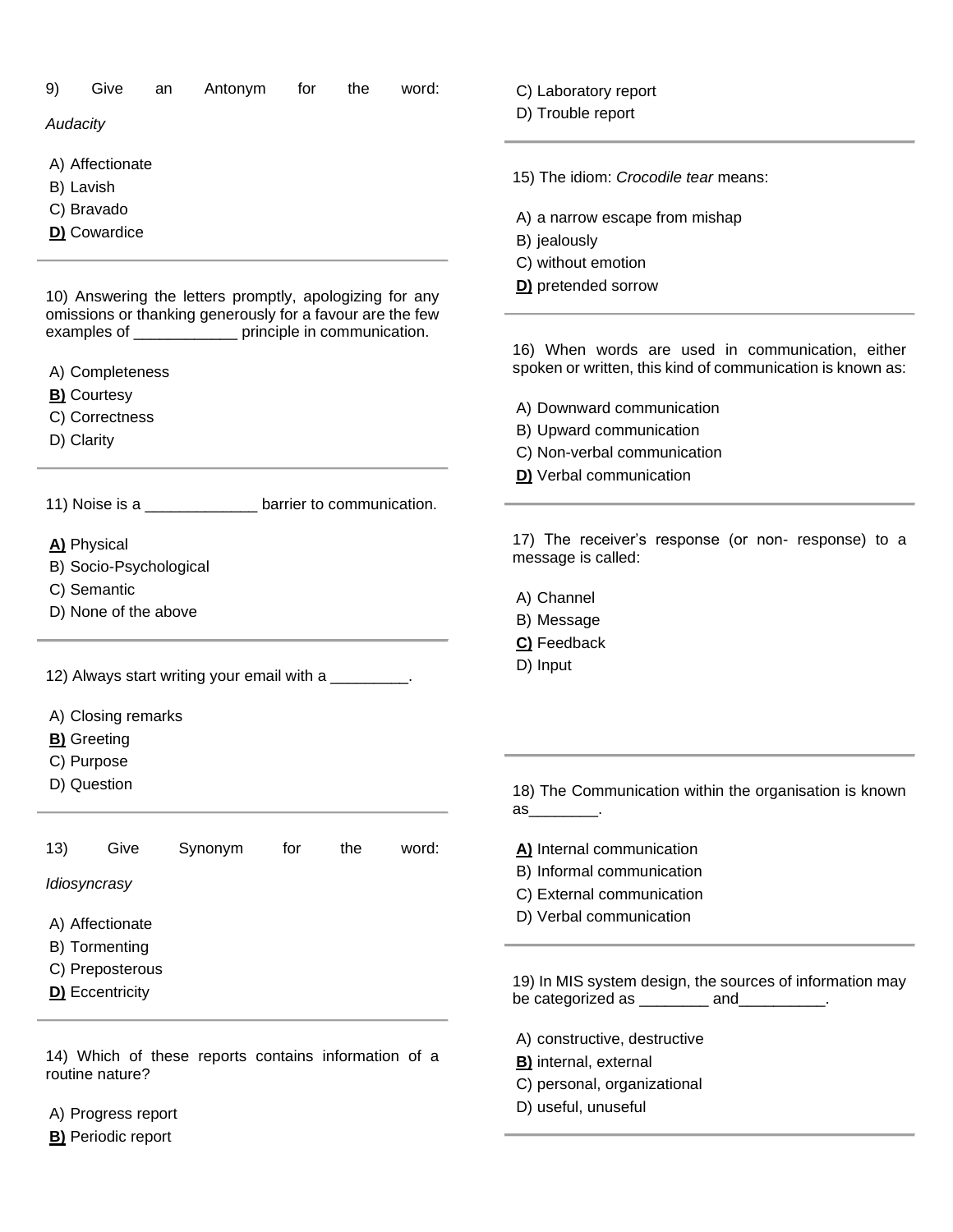9) Give an Antonym for the word: *Audacity*

A) Affectionate
B) Lavish
C) Bravado
**D)** Cowardice

---

10) Answering the letters promptly, apologizing for any omissions or thanking generously for a favour are the few examples of ____________ principle in communication.

A) Completeness
**B)** Courtesy
C) Correctness
D) Clarity

---

11) Noise is a _____________ barrier to communication.

**A)** Physical
B) Socio-Psychological
C) Semantic
D) None of the above

---

12) Always start writing your email with a _________.

A) Closing remarks
**B)** Greeting
C) Purpose
D) Question

---

13) Give Synonym for the word: *Idiosyncrasy*

A) Affectionate
B) Tormenting
C) Preposterous
**D)** Eccentricity

---

14) Which of these reports contains information of a routine nature?

A) Progress report
**B)** Periodic report
C) Laboratory report
D) Trouble report

---

15) The idiom: *Crocodile tear* means:

A) a narrow escape from mishap
B) jealously
C) without emotion
**D)** pretended sorrow

---

16) When words are used in communication, either spoken or written, this kind of communication is known as:

A) Downward communication
B) Upward communication
C) Non-verbal communication
**D)** Verbal communication

---

17) The receiver's response (or non- response) to a message is called:

A) Channel
B) Message
**C)** Feedback
D) Input

---

18) The Communication within the organisation is known as________.

**A)** Internal communication
B) Informal communication
C) External communication
D) Verbal communication

---

19) In MIS system design, the sources of information may be categorized as ________ and__________.

A) constructive, destructive
**B)** internal, external
C) personal, organizational
D) useful, unuseful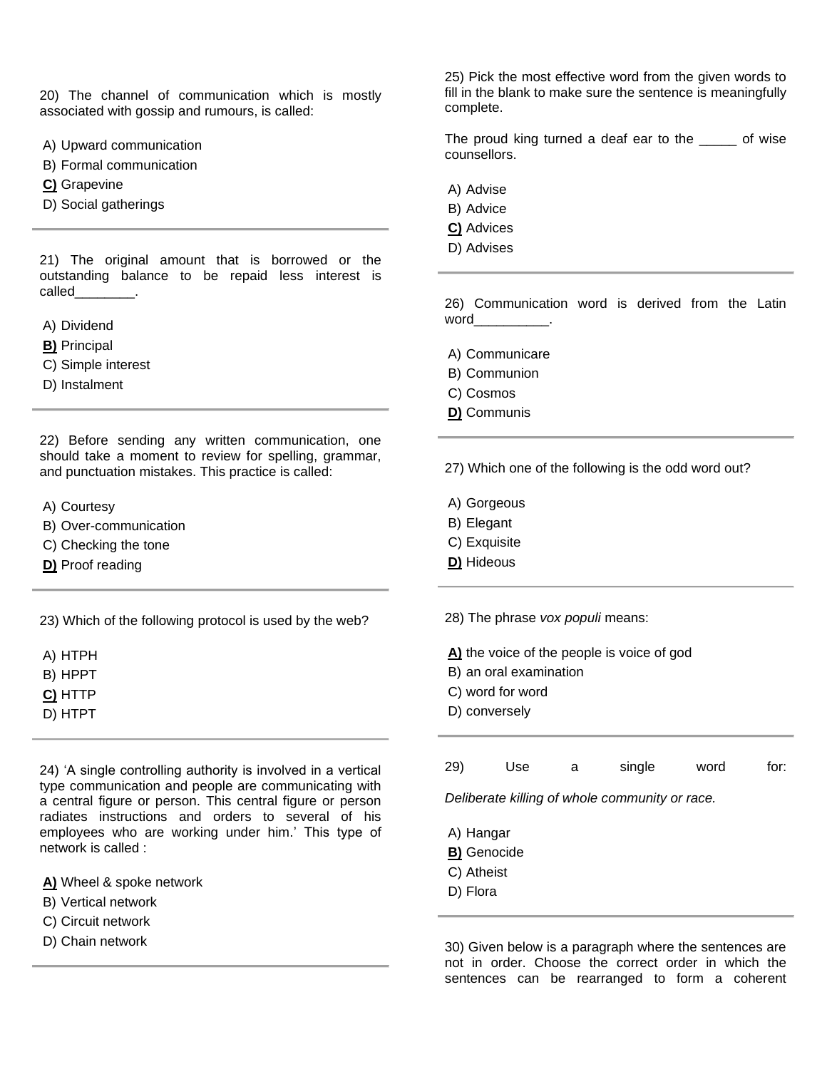20) The channel of communication which is mostly associated with gossip and rumours, is called:

A) Upward communication
B) Formal communication
**C)** Grapevine
D) Social gatherings

---

21) The original amount that is borrowed or the outstanding balance to be repaid less interest is called________.

A) Dividend
**B)** Principal
C) Simple interest
D) Instalment

---

22) Before sending any written communication, one should take a moment to review for spelling, grammar, and punctuation mistakes. This practice is called:

A) Courtesy
B) Over-communication
C) Checking the tone
**D)** Proof reading

---

23) Which of the following protocol is used by the web?

A) HTPH
B) HPPT
**C)** HTTP
D) HTPT

---

24) 'A single controlling authority is involved in a vertical type communication and people are communicating with a central figure or person. This central figure or person radiates instructions and orders to several of his employees who are working under him.' This type of network is called :

**A)** Wheel & spoke network
B) Vertical network
C) Circuit network
D) Chain network

---

25) Pick the most effective word from the given words to fill in the blank to make sure the sentence is meaningfully complete.

The proud king turned a deaf ear to the _____ of wise counsellors.

A) Advise
B) Advice
**C)** Advices
D) Advises

---

26) Communication word is derived from the Latin word__________.

A) Communicare
B) Communion
C) Cosmos
**D)** Communis

---

27) Which one of the following is the odd word out?

A) Gorgeous
B) Elegant
C) Exquisite
**D)** Hideous

---

28) The phrase *vox populi* means:

**A)** the voice of the people is voice of god
B) an oral examination
C) word for word
D) conversely

---

29) Use a single word for:

*Deliberate killing of whole community or race.*

A) Hangar
**B)** Genocide
C) Atheist
D) Flora

---

30) Given below is a paragraph where the sentences are not in order. Choose the correct order in which the sentences can be rearranged to form a coherent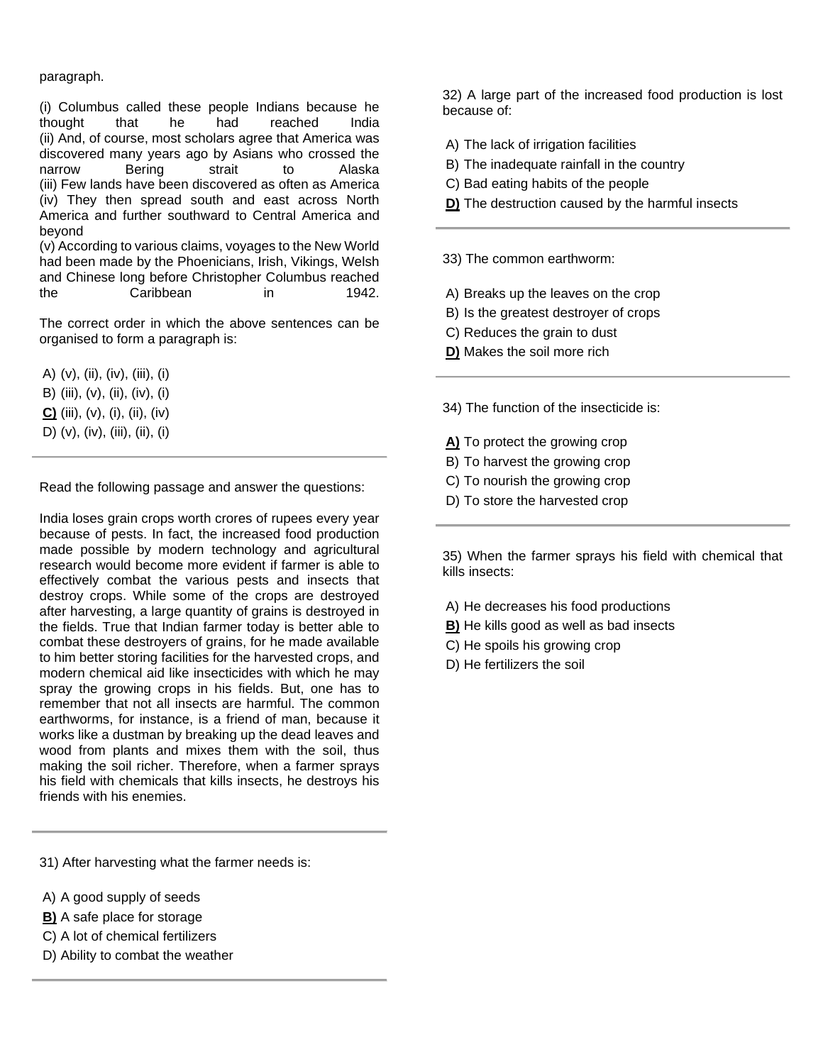paragraph.

(i) Columbus called these people Indians because he thought that he had reached India
(ii) And, of course, most scholars agree that America was discovered many years ago by Asians who crossed the narrow Bering strait to Alaska
(iii) Few lands have been discovered as often as America
(iv) They then spread south and east across North America and further southward to Central America and beyond
(v) According to various claims, voyages to the New World had been made by the Phoenicians, Irish, Vikings, Welsh and Chinese long before Christopher Columbus reached the Caribbean in 1942.

The correct order in which the above sentences can be organised to form a paragraph is:

A) (v), (ii), (iv), (iii), (i)
B) (iii), (v), (ii), (iv), (i)
**C)** (iii), (v), (i), (ii), (iv)
D) (v), (iv), (iii), (ii), (i)

---

Read the following passage and answer the questions:

India loses grain crops worth crores of rupees every year because of pests. In fact, the increased food production made possible by modern technology and agricultural research would become more evident if farmer is able to effectively combat the various pests and insects that destroy crops. While some of the crops are destroyed after harvesting, a large quantity of grains is destroyed in the fields. True that Indian farmer today is better able to combat these destroyers of grains, for he made available to him better storing facilities for the harvested crops, and modern chemical aid like insecticides with which he may spray the growing crops in his fields. But, one has to remember that not all insects are harmful. The common earthworms, for instance, is a friend of man, because it works like a dustman by breaking up the dead leaves and wood from plants and mixes them with the soil, thus making the soil richer. Therefore, when a farmer sprays his field with chemicals that kills insects, he destroys his friends with his enemies.

---

31) After harvesting what the farmer needs is:

A) A good supply of seeds
**B)** A safe place for storage
C) A lot of chemical fertilizers
D) Ability to combat the weather

---

32) A large part of the increased food production is lost because of:

A) The lack of irrigation facilities
B) The inadequate rainfall in the country
C) Bad eating habits of the people
**D)** The destruction caused by the harmful insects

---

33) The common earthworm:

A) Breaks up the leaves on the crop
B) Is the greatest destroyer of crops
C) Reduces the grain to dust
**D)** Makes the soil more rich

---

34) The function of the insecticide is:

**A)** To protect the growing crop
B) To harvest the growing crop
C) To nourish the growing crop
D) To store the harvested crop

---

35) When the farmer sprays his field with chemical that kills insects:

A) He decreases his food productions
**B)** He kills good as well as bad insects
C) He spoils his growing crop
D) He fertilizers the soil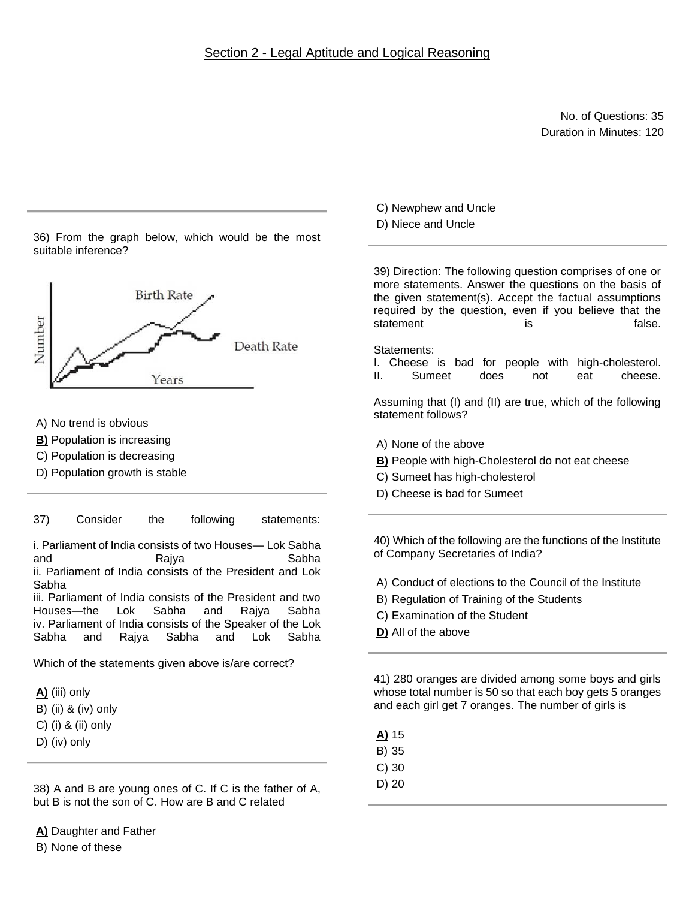Section 2 - Legal Aptitude and Logical Reasoning

No. of Questions: 35
Duration in Minutes: 120

36) From the graph below, which would be the most suitable inference?

A) No trend is obvious
**B)** Population is increasing
C) Population is decreasing
D) Population growth is stable

37) Consider the following statements:

i. Parliament of India consists of two Houses— Lok Sabha and Rajya Sabha
ii. Parliament of India consists of the President and Lok Sabha
iii. Parliament of India consists of the President and two Houses—the Lok Sabha and Rajya Sabha
iv. Parliament of India consists of the Speaker of the Lok Sabha and Rajya Sabha and Lok Sabha

Which of the statements given above is/are correct?

**A)** (iii) only
B) (ii) & (iv) only
C) (i) & (ii) only
D) (iv) only

38) A and B are young ones of C. If C is the father of A, but B is not the son of C. How are B and C related

**A)** Daughter and Father
B) None of these
C) Newphew and Uncle
D) Niece and Uncle

39) Direction: The following question comprises of one or more statements. Answer the questions on the basis of the given statement(s). Accept the factual assumptions required by the question, even if you believe that the statement is false.

Statements:
I. Cheese is bad for people with high-cholesterol.
II. Sumeet does not eat cheese.

Assuming that (I) and (II) are true, which of the following statement follows?

A) None of the above
**B)** People with high-Cholesterol do not eat cheese
C) Sumeet has high-cholesterol
D) Cheese is bad for Sumeet

40) Which of the following are the functions of the Institute of Company Secretaries of India?

A) Conduct of elections to the Council of the Institute
B) Regulation of Training of the Students
C) Examination of the Student
**D)** All of the above

41) 280 oranges are divided among some boys and girls whose total number is 50 so that each boy gets 5 oranges and each girl get 7 oranges. The number of girls is

**A)** 15
B) 35
C) 30
D) 20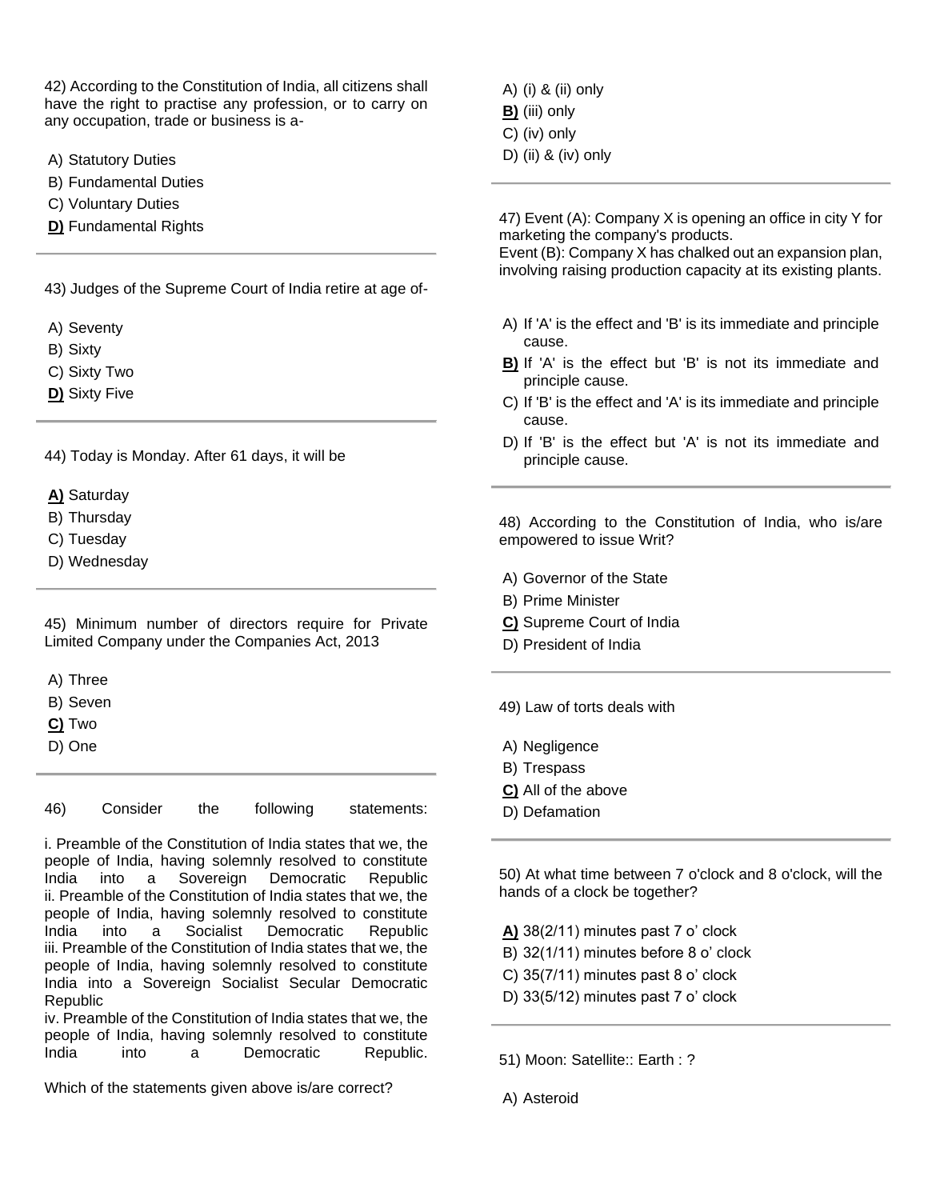42) According to the Constitution of India, all citizens shall have the right to practise any profession, or to carry on any occupation, trade or business is a-

A) Statutory Duties
B) Fundamental Duties
C) Voluntary Duties
**<u>D)</u>** Fundamental Rights

---

43) Judges of the Supreme Court of India retire at age of-

A) Seventy
B) Sixty
C) Sixty Two
**<u>D)</u>** Sixty Five

---

44) Today is Monday. After 61 days, it will be

**<u>A)</u>** Saturday
B) Thursday
C) Tuesday
D) Wednesday

---

45) Minimum number of directors require for Private Limited Company under the Companies Act, 2013

A) Three
B) Seven
**<u>C)</u>** Two
D) One

---

46) Consider the following statements:

i. Preamble of the Constitution of India states that we, the people of India, having solemnly resolved to constitute India into a Sovereign Democratic Republic
ii. Preamble of the Constitution of India states that we, the people of India, having solemnly resolved to constitute India into a Socialist Democratic Republic
iii. Preamble of the Constitution of India states that we, the people of India, having solemnly resolved to constitute India into a Sovereign Socialist Secular Democratic Republic
iv. Preamble of the Constitution of India states that we, the people of India, having solemnly resolved to constitute India into a Democratic Republic.

Which of the statements given above is/are correct?

A) (i) & (ii) only
**<u>B)</u>** (iii) only
C) (iv) only
D) (ii) & (iv) only

---

47) Event (A): Company X is opening an office in city Y for marketing the company's products.
Event (B): Company X has chalked out an expansion plan, involving raising production capacity at its existing plants.

A) If 'A' is the effect and 'B' is its immediate and principle cause.
**<u>B)</u>** If 'A' is the effect but 'B' is not its immediate and principle cause.
C) If 'B' is the effect and 'A' is its immediate and principle cause.
D) If 'B' is the effect but 'A' is not its immediate and principle cause.

---

48) According to the Constitution of India, who is/are empowered to issue Writ?

A) Governor of the State
B) Prime Minister
**<u>C)</u>** Supreme Court of India
D) President of India

---

49) Law of torts deals with

A) Negligence
B) Trespass
**<u>C)</u>** All of the above
D) Defamation

---

50) At what time between 7 o'clock and 8 o'clock, will the hands of a clock be together?

**<u>A)</u>** 38(2/11) minutes past 7 o' clock
B) 32(1/11) minutes before 8 o' clock
C) 35(7/11) minutes past 8 o' clock
D) 33(5/12) minutes past 7 o' clock

---

51) Moon: Satellite:: Earth : ?

A) Asteroid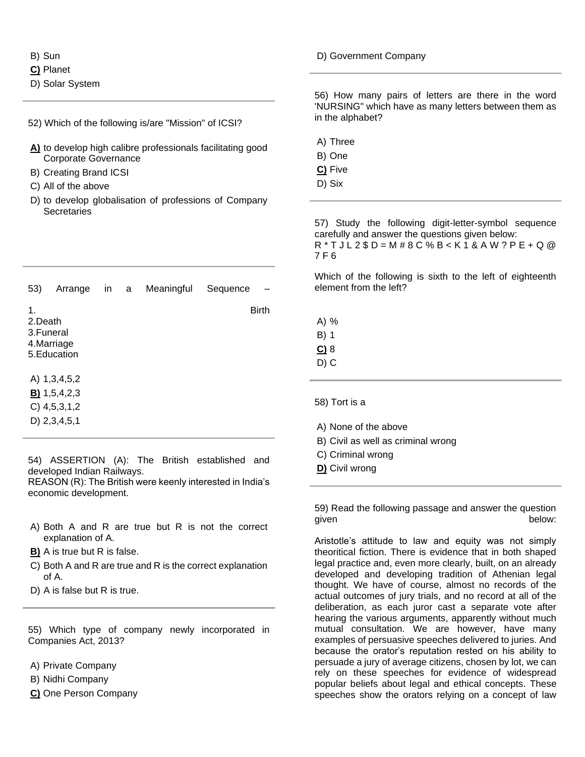B) Sun

**C)** Planet

D) Solar System

---

52) Which of the following is/are "Mission" of ICSI?

**A)** to develop high calibre professionals facilitating good Corporate Governance

B) Creating Brand ICSI

C) All of the above

D) to develop globalisation of professions of Company Secretaries

---

53) Arrange in a Meaningful Sequence –

1. Birth
2.Death
3.Funeral
4.Marriage
5.Education

A) 1,3,4,5,2

**B)** 1,5,4,2,3

C) 4,5,3,1,2

D) 2,3,4,5,1

---

54) ASSERTION (A): The British established and developed Indian Railways.
REASON (R): The British were keenly interested in India's economic development.

A) Both A and R are true but R is not the correct explanation of A.

**B)** A is true but R is false.

C) Both A and R are true and R is the correct explanation of A.

D) A is false but R is true.

---

55) Which type of company newly incorporated in Companies Act, 2013?

A) Private Company

B) Nidhi Company

**C)** One Person Company

D) Government Company

---

56) How many pairs of letters are there in the word 'NURSING" which have as many letters between them as in the alphabet?

A) Three

B) One

**C)** Five

D) Six

---

57) Study the following digit-letter-symbol sequence carefully and answer the questions given below:
R * T J L 2 $ D = M # 8 C % B < K 1 & A W ? P E + Q @ 7 F 6

Which of the following is sixth to the left of eighteenth element from the left?

A) %

B) 1

**C)** 8

D) C

---

58) Tort is a

A) None of the above

B) Civil as well as criminal wrong

C) Criminal wrong

**D)** Civil wrong

---

59) Read the following passage and answer the question given below:

Aristotle's attitude to law and equity was not simply theoritical fiction. There is evidence that in both shaped legal practice and, even more clearly, built, on an already developed and developing tradition of Athenian legal thought. We have of course, almost no records of the actual outcomes of jury trials, and no record at all of the deliberation, as each juror cast a separate vote after hearing the various arguments, apparently without much mutual consultation. We are however, have many examples of persuasive speeches delivered to juries. And because the orator's reputation rested on his ability to persuade a jury of average citizens, chosen by lot, we can rely on these speeches for evidence of widespread popular beliefs about legal and ethical concepts. These speeches show the orators relying on a concept of law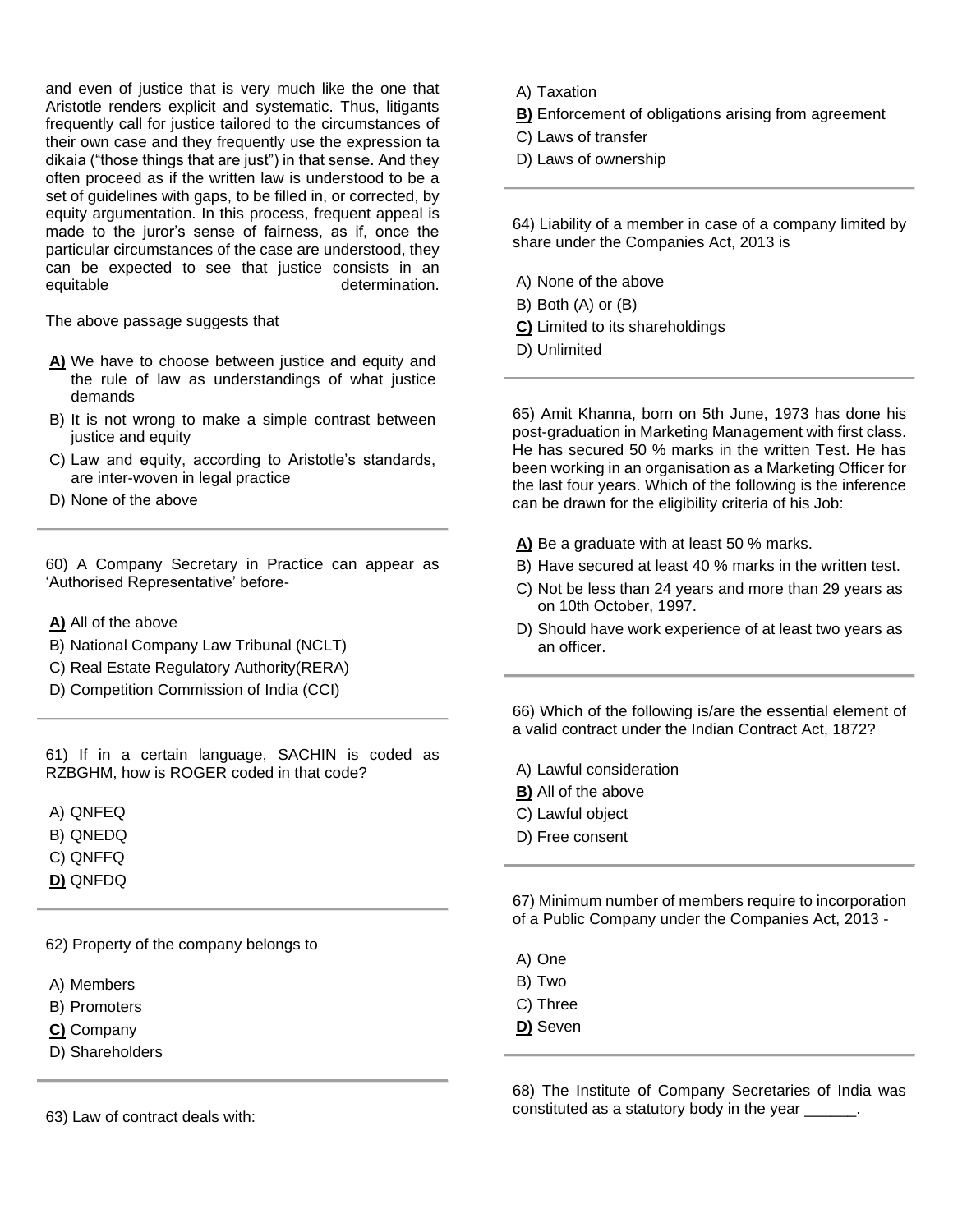and even of justice that is very much like the one that Aristotle renders explicit and systematic. Thus, litigants frequently call for justice tailored to the circumstances of their own case and they frequently use the expression ta dikaia ("those things that are just") in that sense. And they often proceed as if the written law is understood to be a set of guidelines with gaps, to be filled in, or corrected, by equity argumentation. In this process, frequent appeal is made to the juror's sense of fairness, as if, once the particular circumstances of the case are understood, they can be expected to see that justice consists in an equitable determination.

The above passage suggests that

**A)** We have to choose between justice and equity and the rule of law as understandings of what justice demands

B) It is not wrong to make a simple contrast between justice and equity

C) Law and equity, according to Aristotle's standards, are inter-woven in legal practice

D) None of the above

---

60) A Company Secretary in Practice can appear as 'Authorised Representative' before-

**A)** All of the above

B) National Company Law Tribunal (NCLT)

C) Real Estate Regulatory Authority(RERA)

D) Competition Commission of India (CCI)

---

61) If in a certain language, SACHIN is coded as RZBGHM, how is ROGER coded in that code?

A) QNFEQ

B) QNEDQ

C) QNFFQ

**D)** QNFDQ

---

62) Property of the company belongs to

A) Members

B) Promoters

**C)** Company

D) Shareholders

---

63) Law of contract deals with:

A) Taxation

**B)** Enforcement of obligations arising from agreement

C) Laws of transfer

D) Laws of ownership

---

64) Liability of a member in case of a company limited by share under the Companies Act, 2013 is

A) None of the above

B) Both (A) or (B)

**C)** Limited to its shareholdings

D) Unlimited

---

65) Amit Khanna, born on 5th June, 1973 has done his post-graduation in Marketing Management with first class. He has secured 50 % marks in the written Test. He has been working in an organisation as a Marketing Officer for the last four years. Which of the following is the inference can be drawn for the eligibility criteria of his Job:

**A)** Be a graduate with at least 50 % marks.

B) Have secured at least 40 % marks in the written test.

C) Not be less than 24 years and more than 29 years as on 10th October, 1997.

D) Should have work experience of at least two years as an officer.

---

66) Which of the following is/are the essential element of a valid contract under the Indian Contract Act, 1872?

A) Lawful consideration

**B)** All of the above

C) Lawful object

D) Free consent

---

67) Minimum number of members require to incorporation of a Public Company under the Companies Act, 2013 -

A) One

B) Two

C) Three

**D)** Seven

---

68) The Institute of Company Secretaries of India was constituted as a statutory body in the year ______.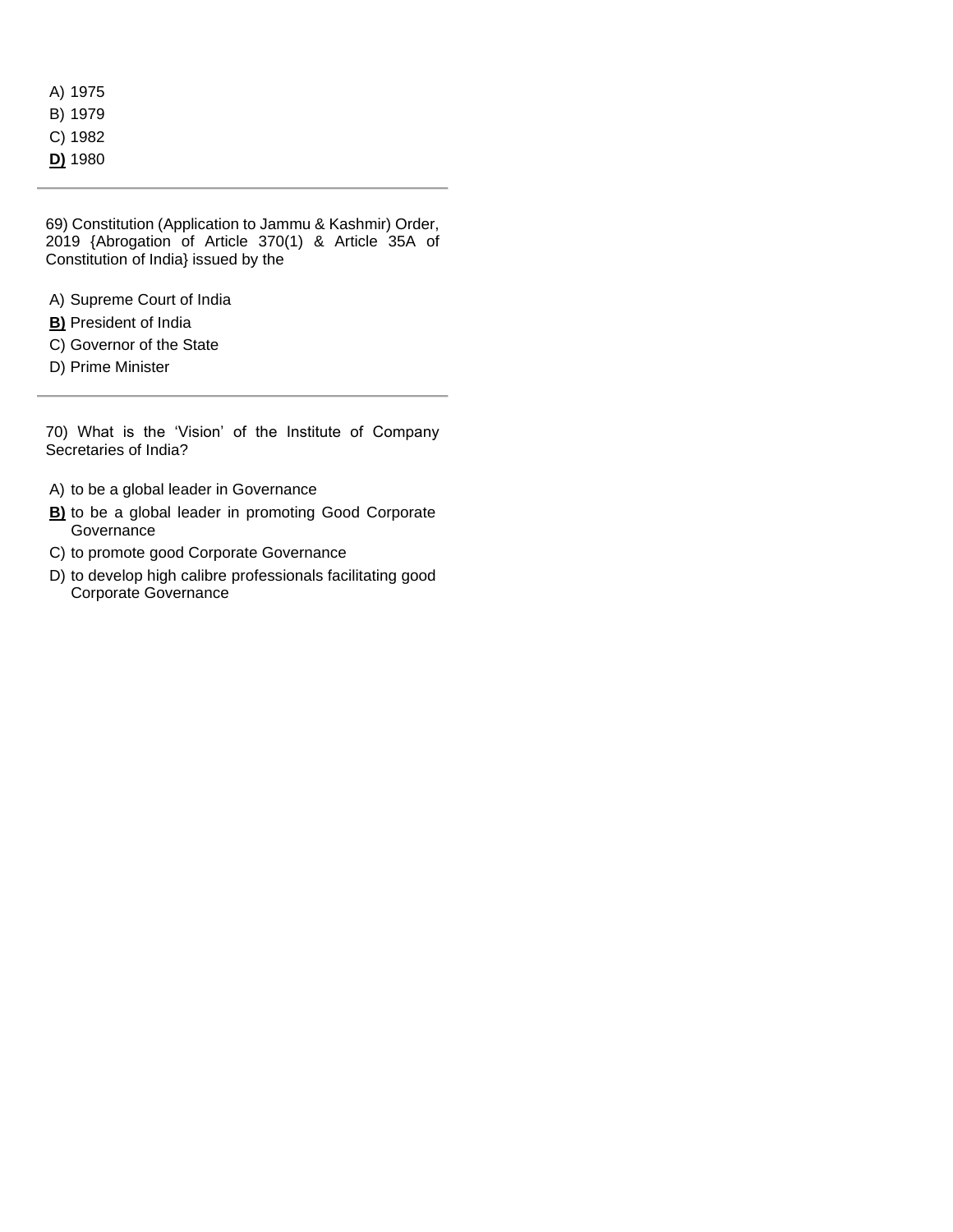A) 1975

B) 1979

C) 1982

**<u>D)</u>** 1980

---

69) Constitution (Application to Jammu & Kashmir) Order, 2019 {Abrogation of Article 370(1) & Article 35A of Constitution of India} issued by the

A) Supreme Court of India

**<u>B)</u>** President of India

C) Governor of the State

D) Prime Minister

---

70) What is the 'Vision' of the Institute of Company Secretaries of India?

A) to be a global leader in Governance

**<u>B)</u>** to be a global leader in promoting Good Corporate Governance

C) to promote good Corporate Governance

D) to develop high calibre professionals facilitating good Corporate Governance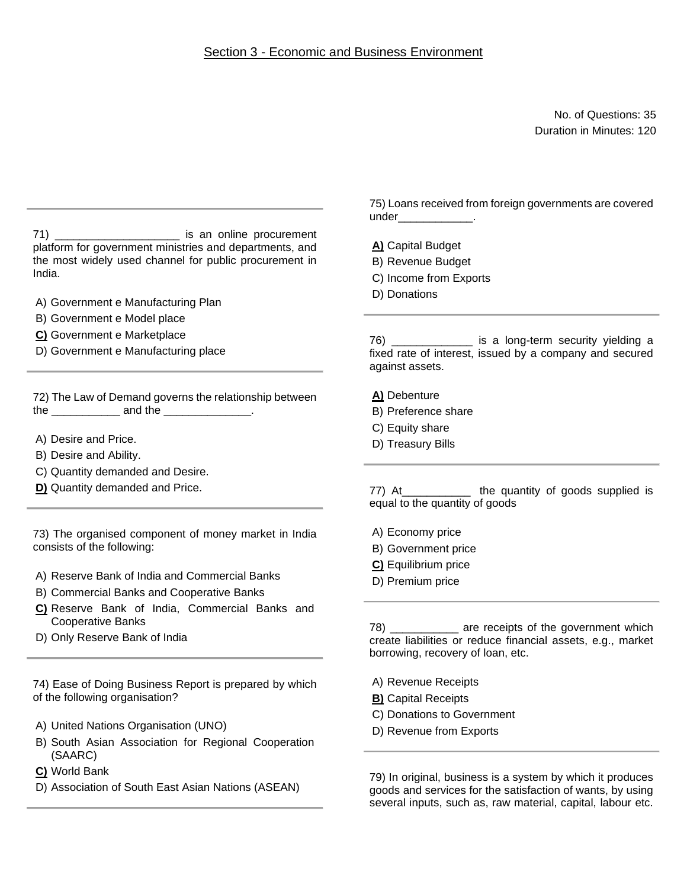## Section 3 - Economic and Business Environment

No. of Questions: 35
Duration in Minutes: 120

71) ____________________ is an online procurement platform for government ministries and departments, and the most widely used channel for public procurement in India.

A) Government e Manufacturing Plan
B) Government e Model place
**C)** Government e Marketplace
D) Government e Manufacturing place

72) The Law of Demand governs the relationship between the ___________ and the ______________.

A) Desire and Price.
B) Desire and Ability.
C) Quantity demanded and Desire.
**D)** Quantity demanded and Price.

73) The organised component of money market in India consists of the following:

A) Reserve Bank of India and Commercial Banks
B) Commercial Banks and Cooperative Banks
**C)** Reserve Bank of India, Commercial Banks and Cooperative Banks
D) Only Reserve Bank of India

74) Ease of Doing Business Report is prepared by which of the following organisation?

A) United Nations Organisation (UNO)
B) South Asian Association for Regional Cooperation (SAARC)
**C)** World Bank
D) Association of South East Asian Nations (ASEAN)

75) Loans received from foreign governments are covered under____________.

**A)** Capital Budget
B) Revenue Budget
C) Income from Exports
D) Donations

76) _____________ is a long-term security yielding a fixed rate of interest, issued by a company and secured against assets.

**A)** Debenture
B) Preference share
C) Equity share
D) Treasury Bills

77) At___________ the quantity of goods supplied is equal to the quantity of goods

A) Economy price
B) Government price
**C)** Equilibrium price
D) Premium price

78) ___________ are receipts of the government which create liabilities or reduce financial assets, e.g., market borrowing, recovery of loan, etc.

A) Revenue Receipts
**B)** Capital Receipts
C) Donations to Government
D) Revenue from Exports

79) In original, business is a system by which it produces goods and services for the satisfaction of wants, by using several inputs, such as, raw material, capital, labour etc.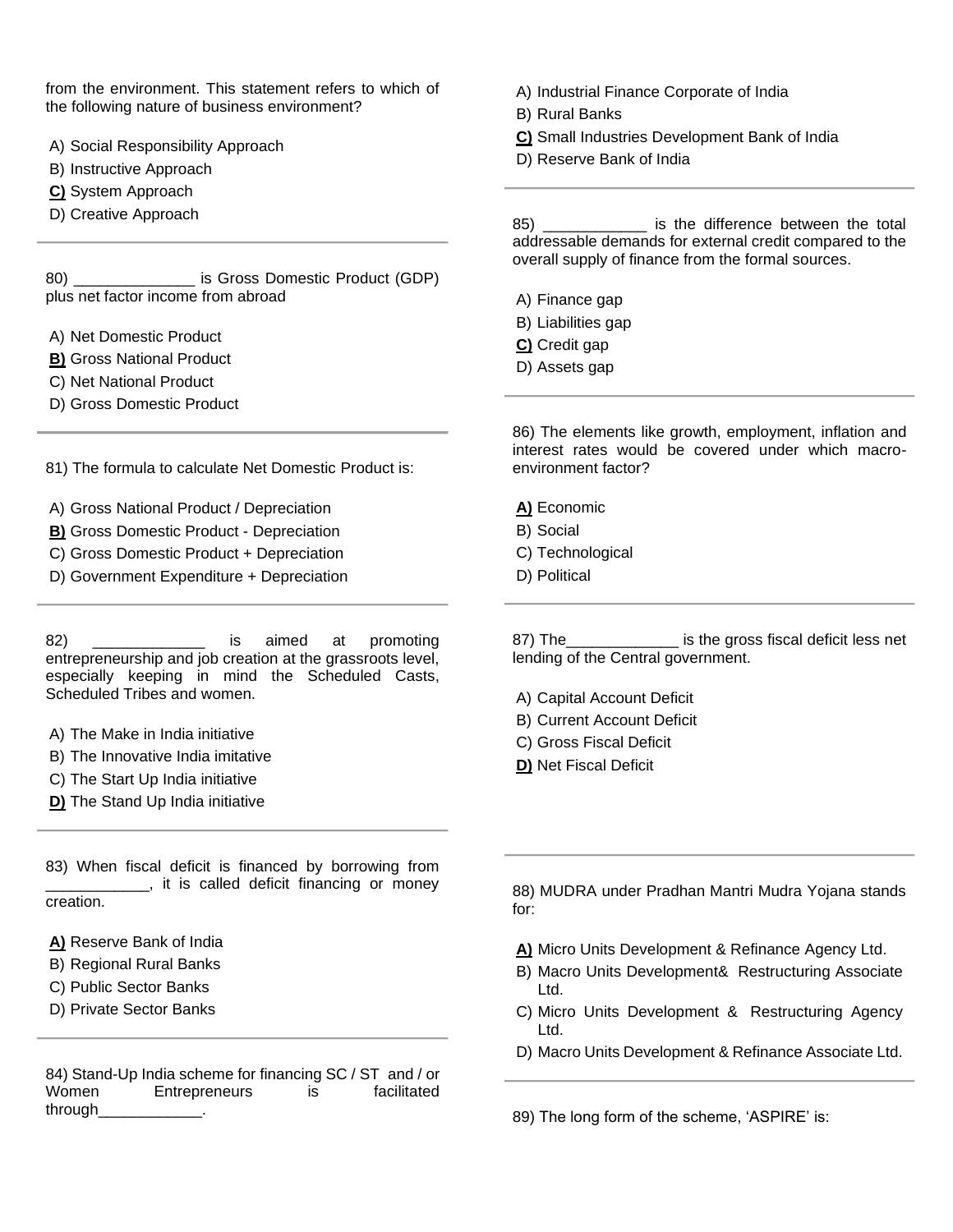from the environment. This statement refers to which of the following nature of business environment?

A) Social Responsibility Approach
B) Instructive Approach
**C)** System Approach
D) Creative Approach

---

80) ______________ is Gross Domestic Product (GDP) plus net factor income from abroad

A) Net Domestic Product
**B)** Gross National Product
C) Net National Product
D) Gross Domestic Product

---

81) The formula to calculate Net Domestic Product is:

A) Gross National Product / Depreciation
**B)** Gross Domestic Product - Depreciation
C) Gross Domestic Product + Depreciation
D) Government Expenditure + Depreciation

---

82) _____________ is aimed at promoting entrepreneurship and job creation at the grassroots level, especially keeping in mind the Scheduled Casts, Scheduled Tribes and women.

A) The Make in India initiative
B) The Innovative India imitative
C) The Start Up India initiative
**D)** The Stand Up India initiative

---

83) When fiscal deficit is financed by borrowing from ____________, it is called deficit financing or money creation.

**A)** Reserve Bank of India
B) Regional Rural Banks
C) Public Sector Banks
D) Private Sector Banks

---

84) Stand-Up India scheme for financing SC / ST and / or Women Entrepreneurs is facilitated through____________.

A) Industrial Finance Corporate of India
B) Rural Banks
**C)** Small Industries Development Bank of India
D) Reserve Bank of India

---

85) ____________ is the difference between the total addressable demands for external credit compared to the overall supply of finance from the formal sources.

A) Finance gap
B) Liabilities gap
**C)** Credit gap
D) Assets gap

---

86) The elements like growth, employment, inflation and interest rates would be covered under which macro-environment factor?

**A)** Economic
B) Social
C) Technological
D) Political

---

87) The_____________ is the gross fiscal deficit less net lending of the Central government.

A) Capital Account Deficit
B) Current Account Deficit
C) Gross Fiscal Deficit
**D)** Net Fiscal Deficit

---

88) MUDRA under Pradhan Mantri Mudra Yojana stands for:

**A)** Micro Units Development & Refinance Agency Ltd.
B) Macro Units Development& Restructuring Associate Ltd.
C) Micro Units Development & Restructuring Agency Ltd.
D) Macro Units Development & Refinance Associate Ltd.

---

89) The long form of the scheme, 'ASPIRE' is: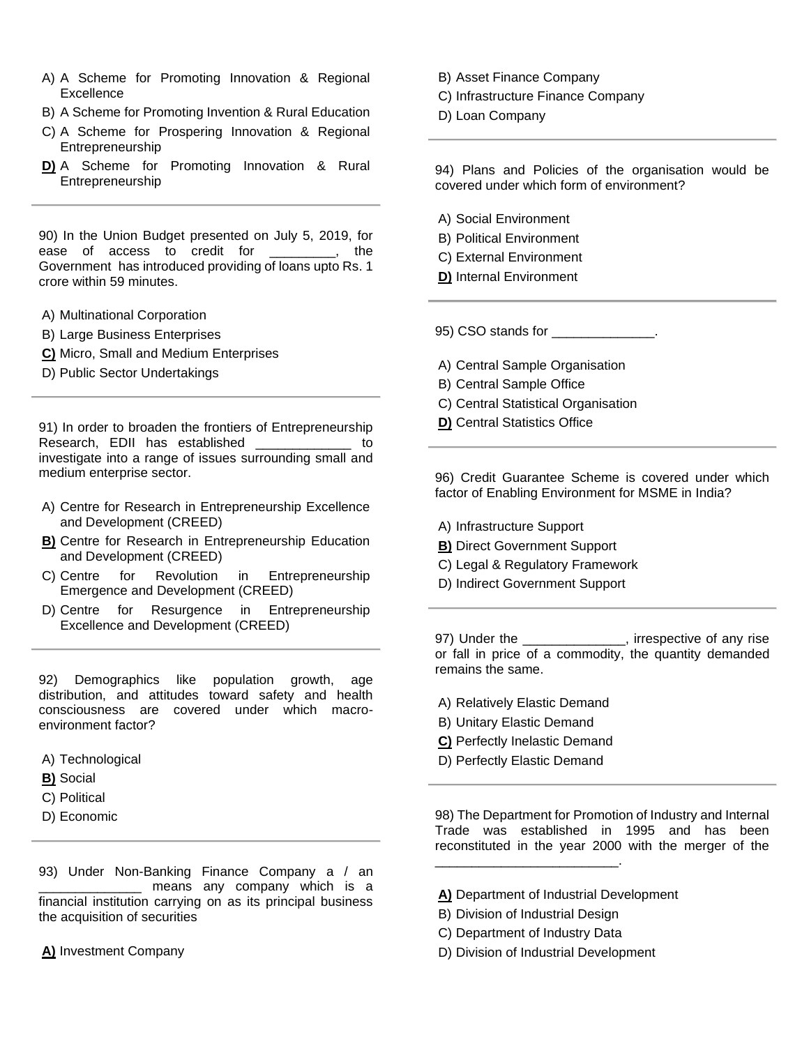A) A Scheme for Promoting Innovation & Regional Excellence

B) A Scheme for Promoting Invention & Rural Education

C) A Scheme for Prospering Innovation & Regional Entrepreneurship

**D)** A Scheme for Promoting Innovation & Rural Entrepreneurship

---

90) In the Union Budget presented on July 5, 2019, for ease of access to credit for _________, the Government has introduced providing of loans upto Rs. 1 crore within 59 minutes.

A) Multinational Corporation

B) Large Business Enterprises

**C)** Micro, Small and Medium Enterprises

D) Public Sector Undertakings

---

91) In order to broaden the frontiers of Entrepreneurship Research, EDII has established _____________ to investigate into a range of issues surrounding small and medium enterprise sector.

A) Centre for Research in Entrepreneurship Excellence and Development (CREED)

**B)** Centre for Research in Entrepreneurship Education and Development (CREED)

C) Centre for Revolution in Entrepreneurship Emergence and Development (CREED)

D) Centre for Resurgence in Entrepreneurship Excellence and Development (CREED)

---

92) Demographics like population growth, age distribution, and attitudes toward safety and health consciousness are covered under which macro-environment factor?

A) Technological

**B)** Social

C) Political

D) Economic

---

93) Under Non-Banking Finance Company a / an ______________ means any company which is a financial institution carrying on as its principal business the acquisition of securities

**A)** Investment Company

B) Asset Finance Company

C) Infrastructure Finance Company

D) Loan Company

---

94) Plans and Policies of the organisation would be covered under which form of environment?

A) Social Environment

B) Political Environment

C) External Environment

**D)** Internal Environment

---

95) CSO stands for ______________.

A) Central Sample Organisation

B) Central Sample Office

C) Central Statistical Organisation

**D)** Central Statistics Office

---

96) Credit Guarantee Scheme is covered under which factor of Enabling Environment for MSME in India?

A) Infrastructure Support

**B)** Direct Government Support

C) Legal & Regulatory Framework

D) Indirect Government Support

---

97) Under the ______________, irrespective of any rise or fall in price of a commodity, the quantity demanded remains the same.

A) Relatively Elastic Demand

B) Unitary Elastic Demand

**C)** Perfectly Inelastic Demand

D) Perfectly Elastic Demand

---

98) The Department for Promotion of Industry and Internal Trade was established in 1995 and has been reconstituted in the year 2000 with the merger of the _________________________.

**A)** Department of Industrial Development

B) Division of Industrial Design

C) Department of Industry Data

D) Division of Industrial Development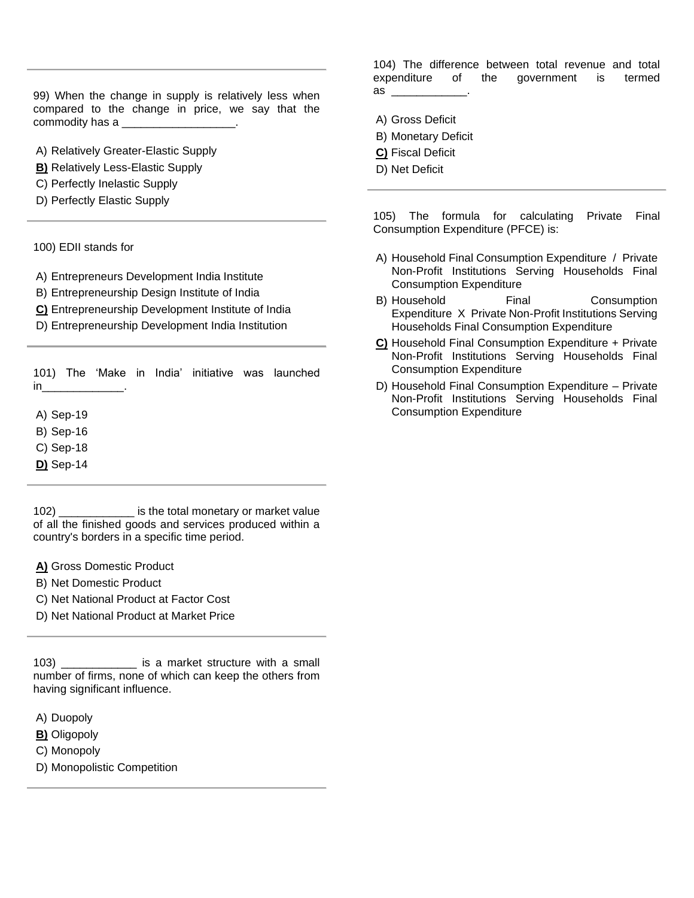99) When the change in supply is relatively less when compared to the change in price, we say that the commodity has a __________________.

A) Relatively Greater-Elastic Supply
**B)** Relatively Less-Elastic Supply
C) Perfectly Inelastic Supply
D) Perfectly Elastic Supply

---

100) EDII stands for

A) Entrepreneurs Development India Institute
B) Entrepreneurship Design Institute of India
**C)** Entrepreneurship Development Institute of India
D) Entrepreneurship Development India Institution

---

101) The 'Make in India' initiative was launched in_____________.

A) Sep-19
B) Sep-16
C) Sep-18
**D)** Sep-14

---

102) ____________ is the total monetary or market value of all the finished goods and services produced within a country's borders in a specific time period.

**A)** Gross Domestic Product
B) Net Domestic Product
C) Net National Product at Factor Cost
D) Net National Product at Market Price

---

103) ____________ is a market structure with a small number of firms, none of which can keep the others from having significant influence.

A) Duopoly
**B)** Oligopoly
C) Monopoly
D) Monopolistic Competition

---

104) The difference between total revenue and total expenditure of the government is termed as ____________.

A) Gross Deficit
B) Monetary Deficit
**C)** Fiscal Deficit
D) Net Deficit

---

105) The formula for calculating Private Final Consumption Expenditure (PFCE) is:

A) Household Final Consumption Expenditure / Private Non-Profit Institutions Serving Households Final Consumption Expenditure
B) Household Final Consumption Expenditure X Private Non-Profit Institutions Serving Households Final Consumption Expenditure
**C)** Household Final Consumption Expenditure + Private Non-Profit Institutions Serving Households Final Consumption Expenditure
D) Household Final Consumption Expenditure – Private Non-Profit Institutions Serving Households Final Consumption Expenditure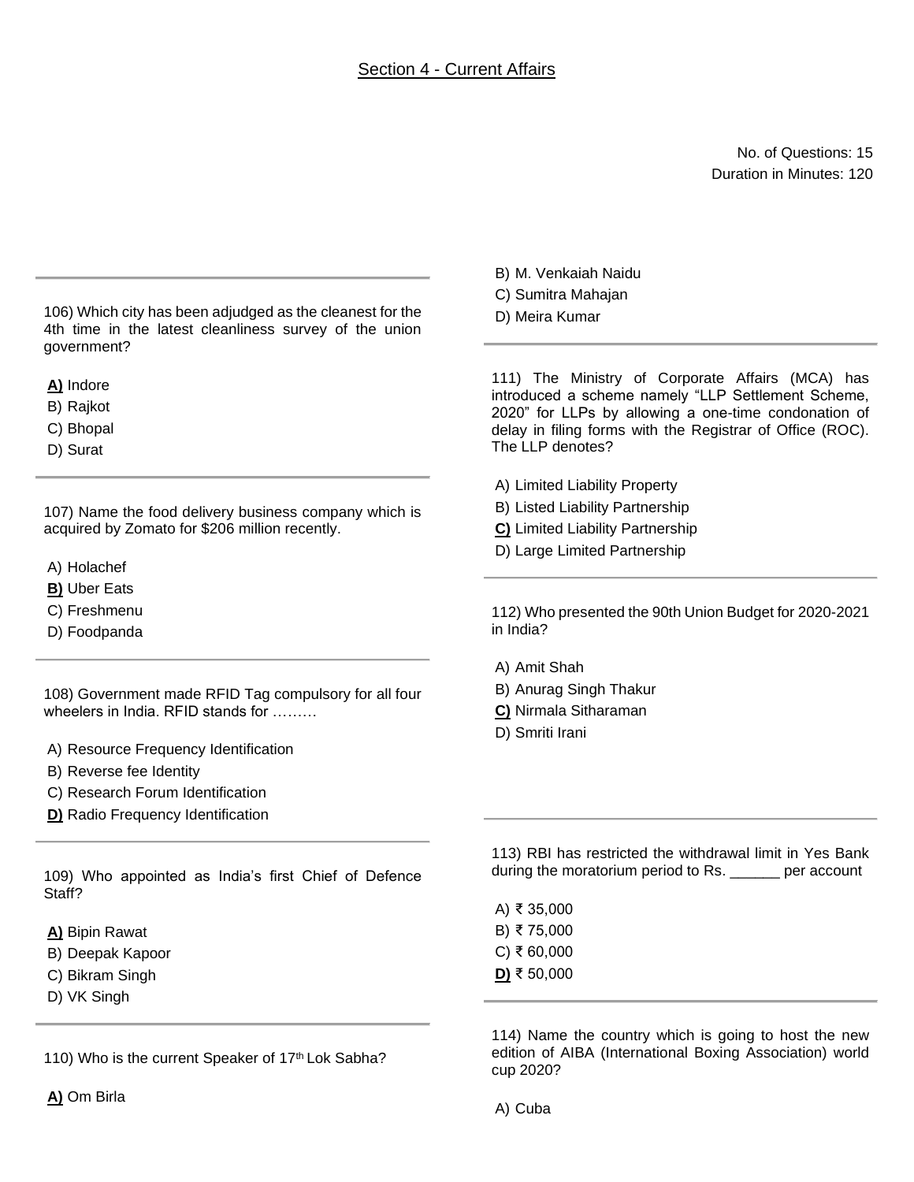## Section 4 - Current Affairs

No. of Questions: 15
Duration in Minutes: 120

106) Which city has been adjudged as the cleanest for the 4th time in the latest cleanliness survey of the union government?

**A)** Indore
B) Rajkot
C) Bhopal
D) Surat

107) Name the food delivery business company which is acquired by Zomato for $206 million recently.

A) Holachef
**B)** Uber Eats
C) Freshmenu
D) Foodpanda

108) Government made RFID Tag compulsory for all four wheelers in India. RFID stands for .........

A) Resource Frequency Identification
B) Reverse fee Identity
C) Research Forum Identification
**D)** Radio Frequency Identification

109) Who appointed as India's first Chief of Defence Staff?

**A)** Bipin Rawat
B) Deepak Kapoor
C) Bikram Singh
D) VK Singh

110) Who is the current Speaker of 17th Lok Sabha?

**A)** Om Birla
B) M. Venkaiah Naidu
C) Sumitra Mahajan
D) Meira Kumar

111) The Ministry of Corporate Affairs (MCA) has introduced a scheme namely "LLP Settlement Scheme, 2020" for LLPs by allowing a one-time condonation of delay in filing forms with the Registrar of Office (ROC). The LLP denotes?

A) Limited Liability Property
B) Listed Liability Partnership
**C)** Limited Liability Partnership
D) Large Limited Partnership

112) Who presented the 90th Union Budget for 2020-2021 in India?

A) Amit Shah
B) Anurag Singh Thakur
**C)** Nirmala Sitharaman
D) Smriti Irani

113) RBI has restricted the withdrawal limit in Yes Bank during the moratorium period to Rs. ______ per account

A) ₹ 35,000
B) ₹ 75,000
C) ₹ 60,000
**D)** ₹ 50,000

114) Name the country which is going to host the new edition of AIBA (International Boxing Association) world cup 2020?

A) Cuba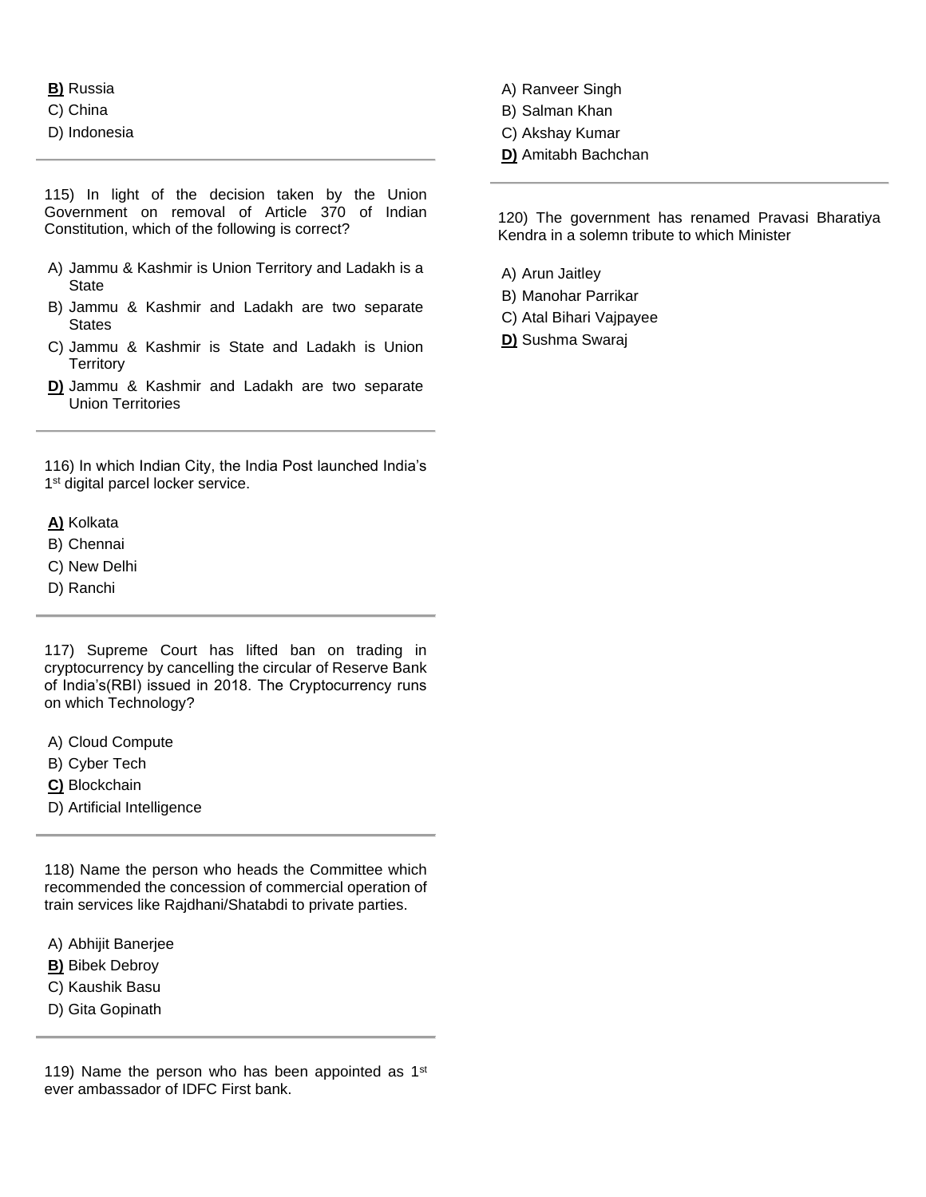**B)** Russia
C) China
D) Indonesia

---

115) In light of the decision taken by the Union Government on removal of Article 370 of Indian Constitution, which of the following is correct?

A) Jammu & Kashmir is Union Territory and Ladakh is a State
B) Jammu & Kashmir and Ladakh are two separate States
C) Jammu & Kashmir is State and Ladakh is Union Territory
**D)** Jammu & Kashmir and Ladakh are two separate Union Territories

---

116) In which Indian City, the India Post launched India's 1st digital parcel locker service.

**A)** Kolkata
B) Chennai
C) New Delhi
D) Ranchi

---

117) Supreme Court has lifted ban on trading in cryptocurrency by cancelling the circular of Reserve Bank of India's(RBI) issued in 2018. The Cryptocurrency runs on which Technology?

A) Cloud Compute
B) Cyber Tech
**C)** Blockchain
D) Artificial Intelligence

---

118) Name the person who heads the Committee which recommended the concession of commercial operation of train services like Rajdhani/Shatabdi to private parties.

A) Abhijit Banerjee
**B)** Bibek Debroy
C) Kaushik Basu
D) Gita Gopinath

---

119) Name the person who has been appointed as 1st ever ambassador of IDFC First bank.

A) Ranveer Singh
B) Salman Khan
C) Akshay Kumar
**D)** Amitabh Bachchan

---

120) The government has renamed Pravasi Bharatiya Kendra in a solemn tribute to which Minister

A) Arun Jaitley
B) Manohar Parrikar
C) Atal Bihari Vajpayee
**D)** Sushma Swaraj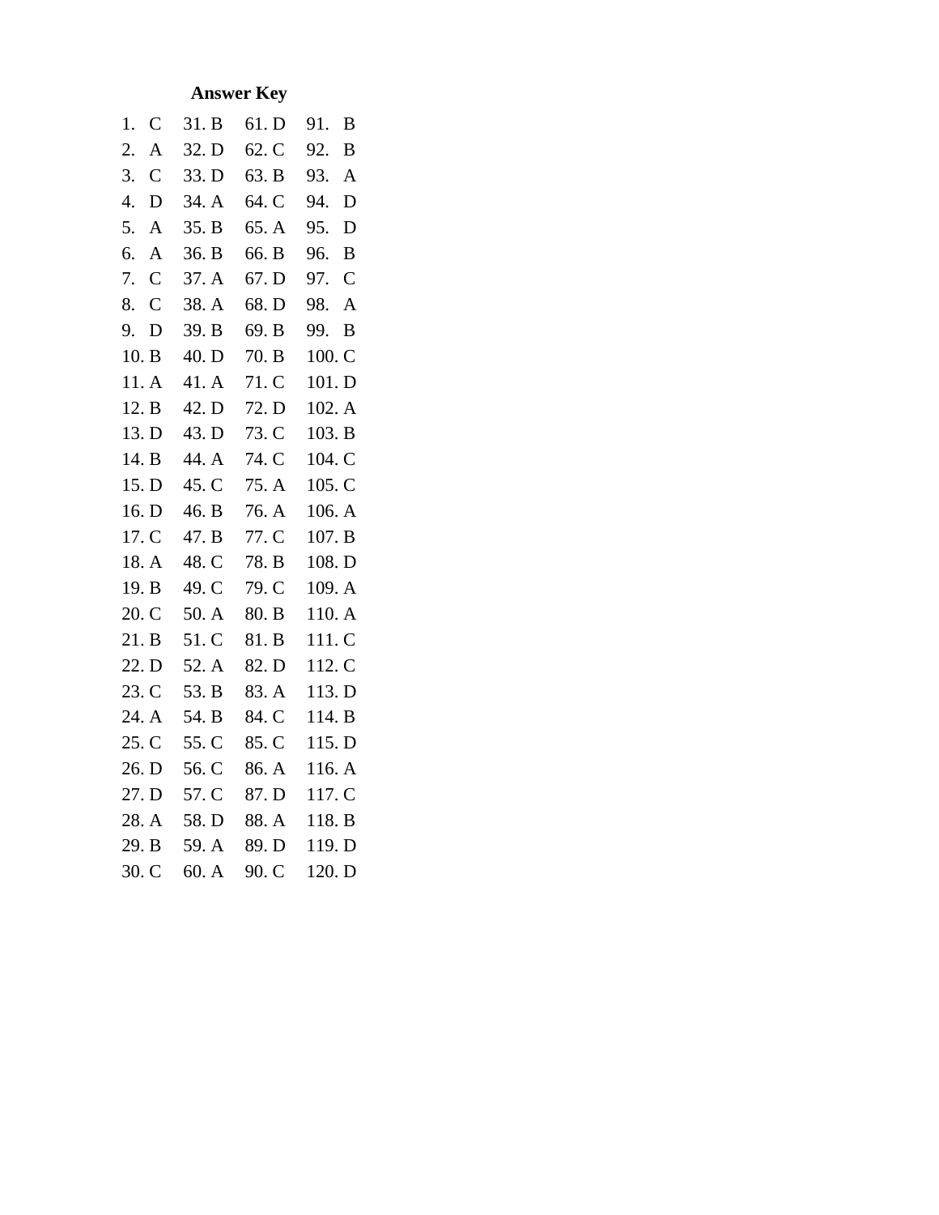**Answer Key**

| | | | |
|---|---|---|---|
| 1. C | 31. B | 61. D | 91. B |
| 2. A | 32. D | 62. C | 92. B |
| 3. C | 33. D | 63. B | 93. A |
| 4. D | 34. A | 64. C | 94. D |
| 5. A | 35. B | 65. A | 95. D |
| 6. A | 36. B | 66. B | 96. B |
| 7. C | 37. A | 67. D | 97. C |
| 8. C | 38. A | 68. D | 98. A |
| 9. D | 39. B | 69. B | 99. B |
| 10. B | 40. D | 70. B | 100. C |
| 11. A | 41. A | 71. C | 101. D |
| 12. B | 42. D | 72. D | 102. A |
| 13. D | 43. D | 73. C | 103. B |
| 14. B | 44. A | 74. C | 104. C |
| 15. D | 45. C | 75. A | 105. C |
| 16. D | 46. B | 76. A | 106. A |
| 17. C | 47. B | 77. C | 107. B |
| 18. A | 48. C | 78. B | 108. D |
| 19. B | 49. C | 79. C | 109. A |
| 20. C | 50. A | 80. B | 110. A |
| 21. B | 51. C | 81. B | 111. C |
| 22. D | 52. A | 82. D | 112. C |
| 23. C | 53. B | 83. A | 113. D |
| 24. A | 54. B | 84. C | 114. B |
| 25. C | 55. C | 85. C | 115. D |
| 26. D | 56. C | 86. A | 116. A |
| 27. D | 57. C | 87. D | 117. C |
| 28. A | 58. D | 88. A | 118. B |
| 29. B | 59. A | 89. D | 119. D |
| 30. C | 60. A | 90. C | 120. D |